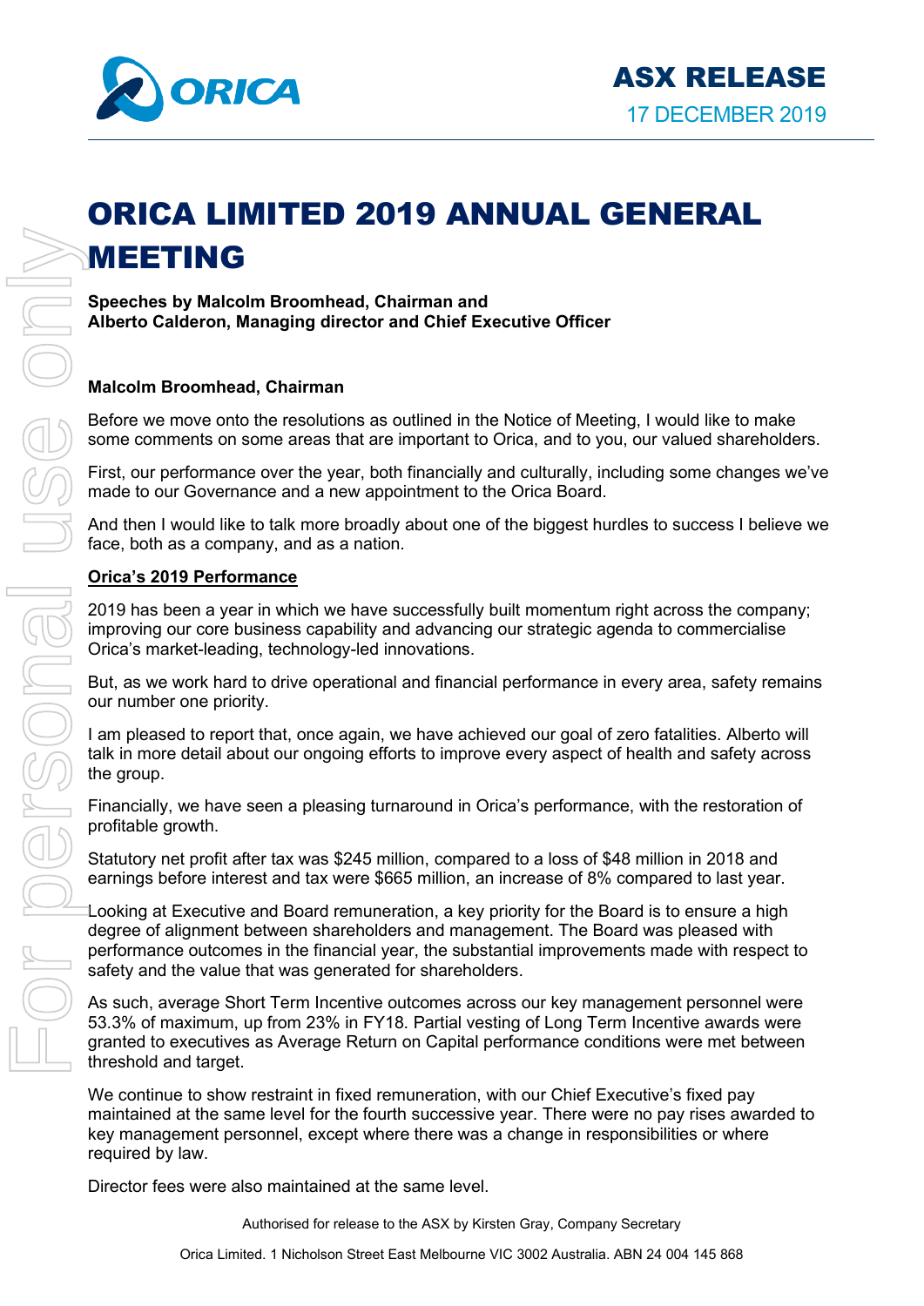ASX RELEASE

17 DECEMBER 2019

# ORICA LIMITED 2019 ANNUAL GENERAL MEETING

**Speeches by Malcolm Broomhead, Chairman and**
**Alberto Calderon, Managing director and Chief Executive Officer**

**Malcolm Broomhead, Chairman**

Before we move onto the resolutions as outlined in the Notice of Meeting, I would like to make some comments on some areas that are important to Orica, and to you, our valued shareholders.

First, our performance over the year, both financially and culturally, including some changes we've made to our Governance and a new appointment to the Orica Board.

And then I would like to talk more broadly about one of the biggest hurdles to success I believe we face, both as a company, and as a nation.

**Orica's 2019 Performance**

2019 has been a year in which we have successfully built momentum right across the company; improving our core business capability and advancing our strategic agenda to commercialise Orica's market-leading, technology-led innovations.

But, as we work hard to drive operational and financial performance in every area, safety remains our number one priority.

I am pleased to report that, once again, we have achieved our goal of zero fatalities. Alberto will talk in more detail about our ongoing efforts to improve every aspect of health and safety across the group.

Financially, we have seen a pleasing turnaround in Orica's performance, with the restoration of profitable growth.

Statutory net profit after tax was $245 million, compared to a loss of $48 million in 2018 and earnings before interest and tax were $665 million, an increase of 8% compared to last year.

Looking at Executive and Board remuneration, a key priority for the Board is to ensure a high degree of alignment between shareholders and management. The Board was pleased with performance outcomes in the financial year, the substantial improvements made with respect to safety and the value that was generated for shareholders.

As such, average Short Term Incentive outcomes across our key management personnel were 53.3% of maximum, up from 23% in FY18. Partial vesting of Long Term Incentive awards were granted to executives as Average Return on Capital performance conditions were met between threshold and target.

We continue to show restraint in fixed remuneration, with our Chief Executive's fixed pay maintained at the same level for the fourth successive year. There were no pay rises awarded to key management personnel, except where there was a change in responsibilities or where required by law.

Director fees were also maintained at the same level.

Authorised for release to the ASX by Kirsten Gray, Company Secretary

Orica Limited. 1 Nicholson Street East Melbourne VIC 3002 Australia. ABN 24 004 145 868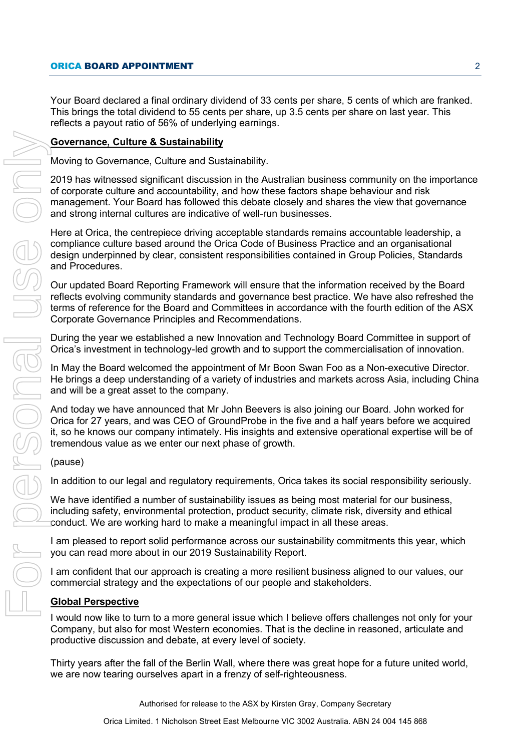Your Board declared a final ordinary dividend of 33 cents per share, 5 cents of which are franked. This brings the total dividend to 55 cents per share, up 3.5 cents per share on last year. This reflects a payout ratio of 56% of underlying earnings.

**Governance, Culture & Sustainability**

Moving to Governance, Culture and Sustainability.

2019 has witnessed significant discussion in the Australian business community on the importance of corporate culture and accountability, and how these factors shape behaviour and risk management. Your Board has followed this debate closely and shares the view that governance and strong internal cultures are indicative of well-run businesses.

Here at Orica, the centrepiece driving acceptable standards remains accountable leadership, a compliance culture based around the Orica Code of Business Practice and an organisational design underpinned by clear, consistent responsibilities contained in Group Policies, Standards and Procedures.

Our updated Board Reporting Framework will ensure that the information received by the Board reflects evolving community standards and governance best practice. We have also refreshed the terms of reference for the Board and Committees in accordance with the fourth edition of the ASX Corporate Governance Principles and Recommendations.

During the year we established a new Innovation and Technology Board Committee in support of Orica's investment in technology-led growth and to support the commercialisation of innovation.

In May the Board welcomed the appointment of Mr Boon Swan Foo as a Non-executive Director. He brings a deep understanding of a variety of industries and markets across Asia, including China and will be a great asset to the company.

And today we have announced that Mr John Beevers is also joining our Board. John worked for Orica for 27 years, and was CEO of GroundProbe in the five and a half years before we acquired it, so he knows our company intimately. His insights and extensive operational expertise will be of tremendous value as we enter our next phase of growth.

(pause)

In addition to our legal and regulatory requirements, Orica takes its social responsibility seriously.

We have identified a number of sustainability issues as being most material for our business, including safety, environmental protection, product security, climate risk, diversity and ethical conduct. We are working hard to make a meaningful impact in all these areas.

I am pleased to report solid performance across our sustainability commitments this year, which you can read more about in our 2019 Sustainability Report.

I am confident that our approach is creating a more resilient business aligned to our values, our commercial strategy and the expectations of our people and stakeholders.

**Global Perspective**

I would now like to turn to a more general issue which I believe offers challenges not only for your Company, but also for most Western economies. That is the decline in reasoned, articulate and productive discussion and debate, at every level of society.

Thirty years after the fall of the Berlin Wall, where there was great hope for a future united world, we are now tearing ourselves apart in a frenzy of self-righteousness.

Authorised for release to the ASX by Kirsten Gray, Company Secretary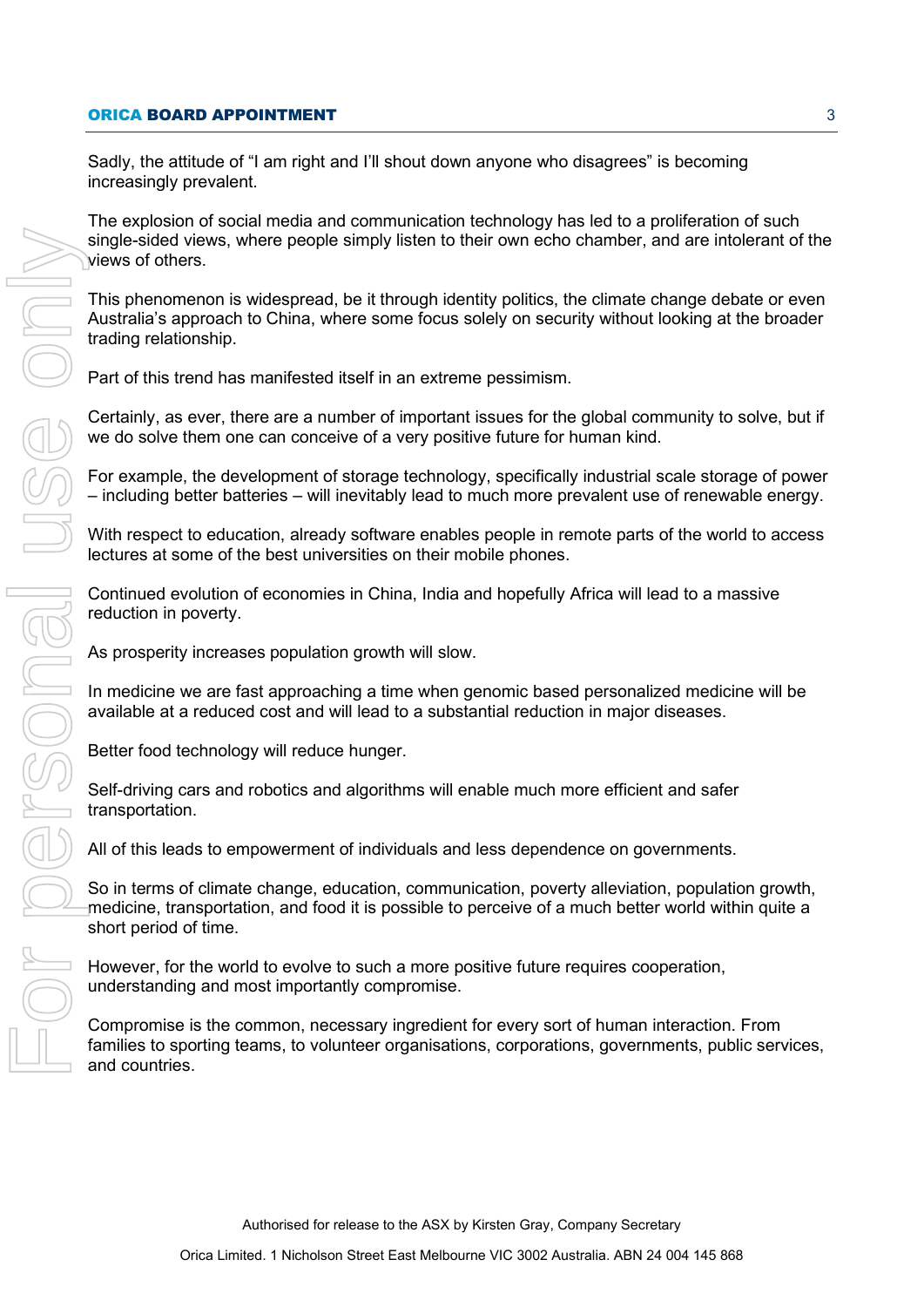Sadly, the attitude of "I am right and I'll shout down anyone who disagrees" is becoming increasingly prevalent.

The explosion of social media and communication technology has led to a proliferation of such single-sided views, where people simply listen to their own echo chamber, and are intolerant of the views of others.

This phenomenon is widespread, be it through identity politics, the climate change debate or even Australia's approach to China, where some focus solely on security without looking at the broader trading relationship.

Part of this trend has manifested itself in an extreme pessimism.

Certainly, as ever, there are a number of important issues for the global community to solve, but if we do solve them one can conceive of a very positive future for human kind.

For example, the development of storage technology, specifically industrial scale storage of power – including better batteries – will inevitably lead to much more prevalent use of renewable energy.

With respect to education, already software enables people in remote parts of the world to access lectures at some of the best universities on their mobile phones.

Continued evolution of economies in China, India and hopefully Africa will lead to a massive reduction in poverty.

As prosperity increases population growth will slow.

In medicine we are fast approaching a time when genomic based personalized medicine will be available at a reduced cost and will lead to a substantial reduction in major diseases.

Better food technology will reduce hunger.

Self-driving cars and robotics and algorithms will enable much more efficient and safer transportation.

All of this leads to empowerment of individuals and less dependence on governments.

So in terms of climate change, education, communication, poverty alleviation, population growth, medicine, transportation, and food it is possible to perceive of a much better world within quite a short period of time.

However, for the world to evolve to such a more positive future requires cooperation, understanding and most importantly compromise.

Compromise is the common, necessary ingredient for every sort of human interaction. From families to sporting teams, to volunteer organisations, corporations, governments, public services, and countries.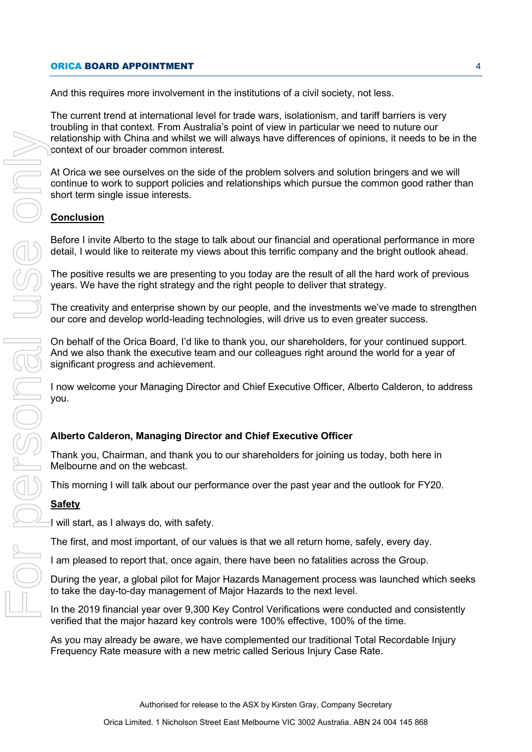And this requires more involvement in the institutions of a civil society, not less.

The current trend at international level for trade wars, isolationism, and tariff barriers is very troubling in that context. From Australia's point of view in particular we need to nuture our relationship with China and whilst we will always have differences of opinions, it needs to be in the context of our broader common interest.

At Orica we see ourselves on the side of the problem solvers and solution bringers and we will continue to work to support policies and relationships which pursue the common good rather than short term single issue interests.

## Conclusion

Before I invite Alberto to the stage to talk about our financial and operational performance in more detail, I would like to reiterate my views about this terrific company and the bright outlook ahead.

The positive results we are presenting to you today are the result of all the hard work of previous years. We have the right strategy and the right people to deliver that strategy.

The creativity and enterprise shown by our people, and the investments we've made to strengthen our core and develop world-leading technologies, will drive us to even greater success.

On behalf of the Orica Board, I'd like to thank you, our shareholders, for your continued support. And we also thank the executive team and our colleagues right around the world for a year of significant progress and achievement.

I now welcome your Managing Director and Chief Executive Officer, Alberto Calderon, to address you.

**Alberto Calderon, Managing Director and Chief Executive Officer**

Thank you, Chairman, and thank you to our shareholders for joining us today, both here in Melbourne and on the webcast.

This morning I will talk about our performance over the past year and the outlook for FY20.

## Safety

I will start, as I always do, with safety.

The first, and most important, of our values is that we all return home, safely, every day.

I am pleased to report that, once again, there have been no fatalities across the Group.

During the year, a global pilot for Major Hazards Management process was launched which seeks to take the day-to-day management of Major Hazards to the next level.

In the 2019 financial year over 9,300 Key Control Verifications were conducted and consistently verified that the major hazard key controls were 100% effective, 100% of the time.

As you may already be aware, we have complemented our traditional Total Recordable Injury Frequency Rate measure with a new metric called Serious Injury Case Rate.

Authorised for release to the ASX by Kirsten Gray, Company Secretary

Orica Limited. 1 Nicholson Street East Melbourne VIC 3002 Australia. ABN 24 004 145 868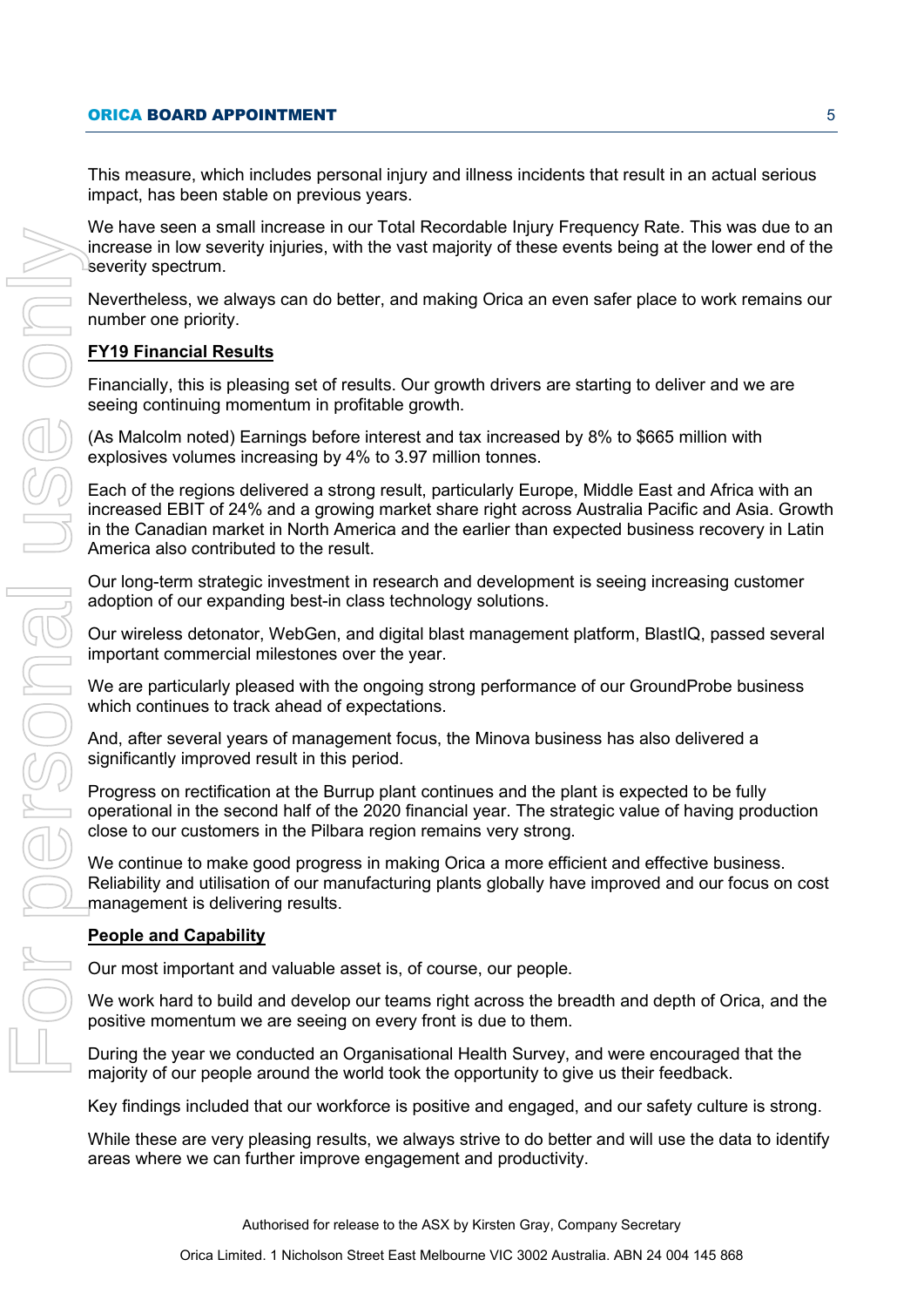This measure, which includes personal injury and illness incidents that result in an actual serious impact, has been stable on previous years.

We have seen a small increase in our Total Recordable Injury Frequency Rate. This was due to an increase in low severity injuries, with the vast majority of these events being at the lower end of the severity spectrum.

Nevertheless, we always can do better, and making Orica an even safer place to work remains our number one priority.

**FY19 Financial Results**

Financially, this is pleasing set of results. Our growth drivers are starting to deliver and we are seeing continuing momentum in profitable growth.

(As Malcolm noted) Earnings before interest and tax increased by 8% to $665 million with explosives volumes increasing by 4% to 3.97 million tonnes.

Each of the regions delivered a strong result, particularly Europe, Middle East and Africa with an increased EBIT of 24% and a growing market share right across Australia Pacific and Asia. Growth in the Canadian market in North America and the earlier than expected business recovery in Latin America also contributed to the result.

Our long-term strategic investment in research and development is seeing increasing customer adoption of our expanding best-in class technology solutions.

Our wireless detonator, WebGen, and digital blast management platform, BlastIQ, passed several important commercial milestones over the year.

We are particularly pleased with the ongoing strong performance of our GroundProbe business which continues to track ahead of expectations.

And, after several years of management focus, the Minova business has also delivered a significantly improved result in this period.

Progress on rectification at the Burrup plant continues and the plant is expected to be fully operational in the second half of the 2020 financial year. The strategic value of having production close to our customers in the Pilbara region remains very strong.

We continue to make good progress in making Orica a more efficient and effective business. Reliability and utilisation of our manufacturing plants globally have improved and our focus on cost management is delivering results.

**People and Capability**

Our most important and valuable asset is, of course, our people.

We work hard to build and develop our teams right across the breadth and depth of Orica, and the positive momentum we are seeing on every front is due to them.

During the year we conducted an Organisational Health Survey, and were encouraged that the majority of our people around the world took the opportunity to give us their feedback.

Key findings included that our workforce is positive and engaged, and our safety culture is strong.

While these are very pleasing results, we always strive to do better and will use the data to identify areas where we can further improve engagement and productivity.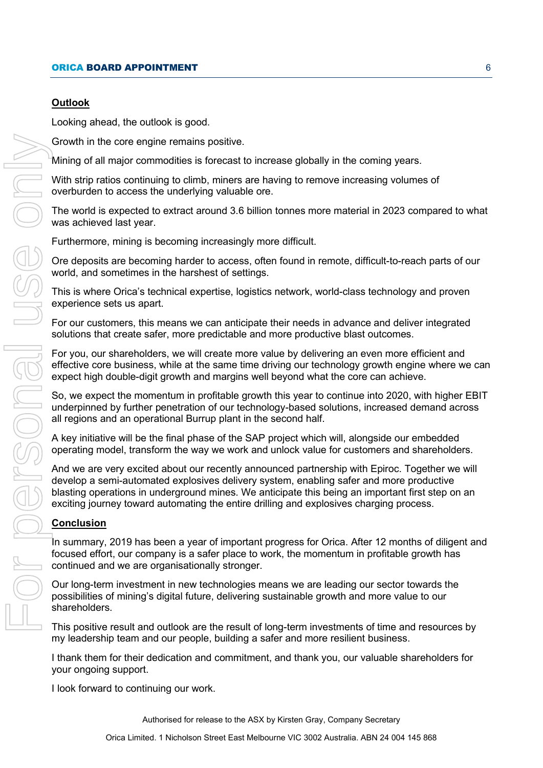**Outlook**

Looking ahead, the outlook is good.

Growth in the core engine remains positive.

Mining of all major commodities is forecast to increase globally in the coming years.

With strip ratios continuing to climb, miners are having to remove increasing volumes of overburden to access the underlying valuable ore.

The world is expected to extract around 3.6 billion tonnes more material in 2023 compared to what was achieved last year.

Furthermore, mining is becoming increasingly more difficult.

Ore deposits are becoming harder to access, often found in remote, difficult-to-reach parts of our world, and sometimes in the harshest of settings.

This is where Orica's technical expertise, logistics network, world-class technology and proven experience sets us apart.

For our customers, this means we can anticipate their needs in advance and deliver integrated solutions that create safer, more predictable and more productive blast outcomes.

For you, our shareholders, we will create more value by delivering an even more efficient and effective core business, while at the same time driving our technology growth engine where we can expect high double-digit growth and margins well beyond what the core can achieve.

So, we expect the momentum in profitable growth this year to continue into 2020, with higher EBIT underpinned by further penetration of our technology-based solutions, increased demand across all regions and an operational Burrup plant in the second half.

A key initiative will be the final phase of the SAP project which will, alongside our embedded operating model, transform the way we work and unlock value for customers and shareholders.

And we are very excited about our recently announced partnership with Epiroc. Together we will develop a semi-automated explosives delivery system, enabling safer and more productive blasting operations in underground mines. We anticipate this being an important first step on an exciting journey toward automating the entire drilling and explosives charging process.

**Conclusion**

In summary, 2019 has been a year of important progress for Orica. After 12 months of diligent and focused effort, our company is a safer place to work, the momentum in profitable growth has continued and we are organisationally stronger.

Our long-term investment in new technologies means we are leading our sector towards the possibilities of mining's digital future, delivering sustainable growth and more value to our shareholders.

This positive result and outlook are the result of long-term investments of time and resources by my leadership team and our people, building a safer and more resilient business.

I thank them for their dedication and commitment, and thank you, our valuable shareholders for your ongoing support.

I look forward to continuing our work.

Authorised for release to the ASX by Kirsten Gray, Company Secretary

Orica Limited. 1 Nicholson Street East Melbourne VIC 3002 Australia. ABN 24 004 145 868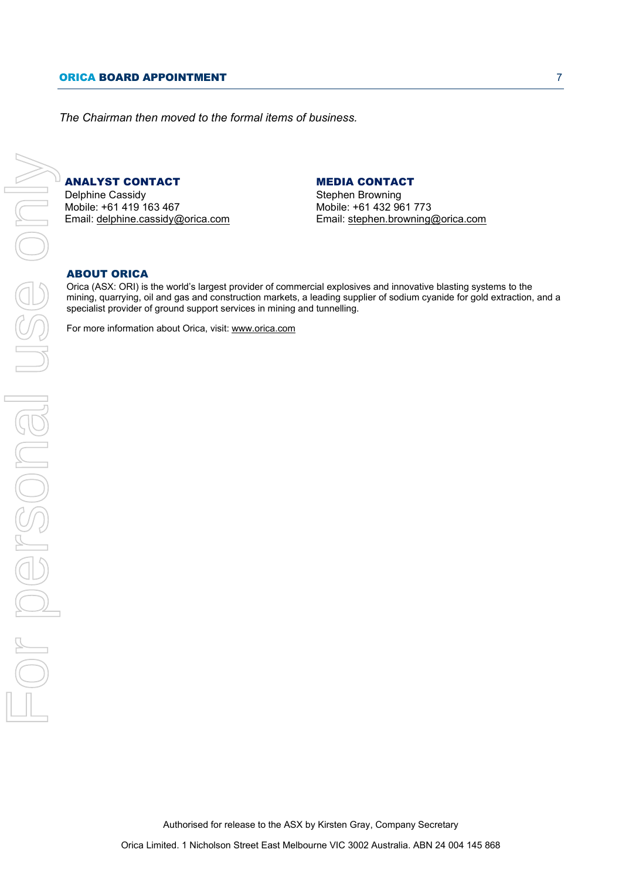*The Chairman then moved to the formal items of business.*

**ANALYST CONTACT**
Delphine Cassidy
Mobile: +61 419 163 467
Email: delphine.cassidy@orica.com

**MEDIA CONTACT**
Stephen Browning
Mobile: +61 432 961 773
Email: stephen.browning@orica.com

## ABOUT ORICA

Orica (ASX: ORI) is the world's largest provider of commercial explosives and innovative blasting systems to the mining, quarrying, oil and gas and construction markets, a leading supplier of sodium cyanide for gold extraction, and a specialist provider of ground support services in mining and tunnelling.

For more information about Orica, visit: www.orica.com

Authorised for release to the ASX by Kirsten Gray, Company Secretary

Orica Limited. 1 Nicholson Street East Melbourne VIC 3002 Australia. ABN 24 004 145 868